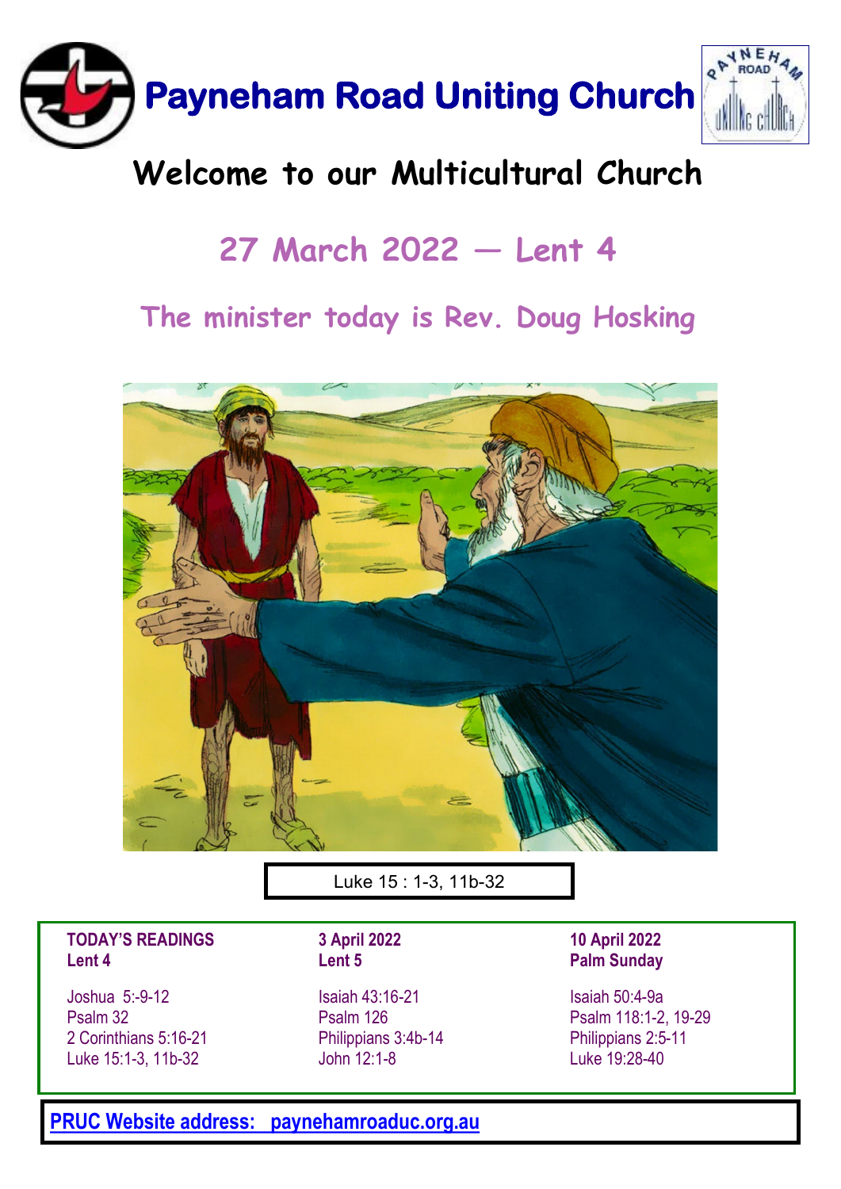# Payneham Road Uniting Church

## Welcome to our Multicultural Church

## 27 March 2022 — Lent 4

### The minister today is Rev. Doug Hosking

Luke 15 : 1-3, 11b-32

| **TODAY'S READINGS Lent 4** | **3 April 2022 Lent 5** | **10 April 2022 Palm Sunday** |
|---|---|---|
| Joshua 5:-9-12 | Isaiah 43:16-21 | Isaiah 50:4-9a |
| Psalm 32 | Psalm 126 | Psalm 118:1-2, 19-29 |
| 2 Corinthians 5:16-21 | Philippians 3:4b-14 | Philippians 2:5-11 |
| Luke 15:1-3, 11b-32 | John 12:1-8 | Luke 19:28-40 |

**PRUC Website address: paynehamroaduc.org.au**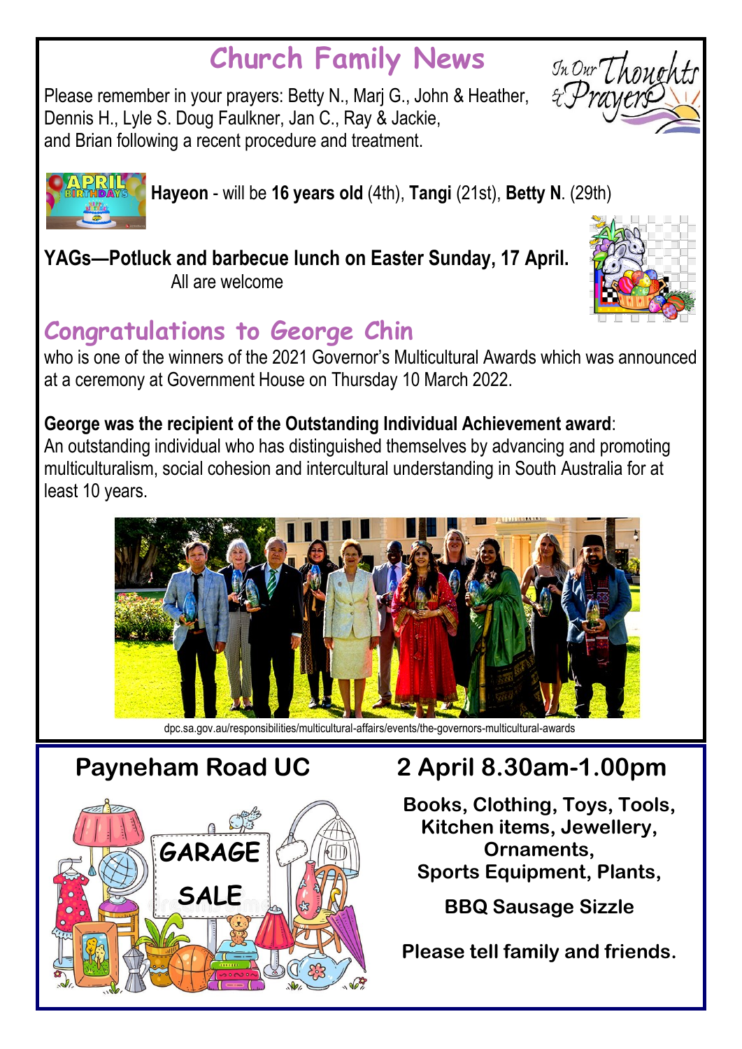# Church Family News

Please remember in your prayers: Betty N., Marj G., John & Heather, Dennis H., Lyle S. Doug Faulkner, Jan C., Ray & Jackie, and Brian following a recent procedure and treatment.

**Hayeon** - will be **16 years old** (4th), **Tangi** (21st), **Betty N**. (29th)

**YAGs—Potluck and barbecue lunch on Easter Sunday, 17 April.**
All are welcome

## Congratulations to George Chin

who is one of the winners of the 2021 Governor's Multicultural Awards which was announced at a ceremony at Government House on Thursday 10 March 2022.

**George was the recipient of the Outstanding Individual Achievement award**:
An outstanding individual who has distinguished themselves by advancing and promoting multiculturalism, social cohesion and intercultural understanding in South Australia for at least 10 years.

dpc.sa.gov.au/responsibilities/multicultural-affairs/events/the-governors-multicultural-awards

## Payneham Road UC

## 2 April 8.30am-1.00pm

GARAGE SALE

**Books, Clothing, Toys, Tools, Kitchen items, Jewellery, Ornaments, Sports Equipment, Plants,**

**BBQ Sausage Sizzle**

**Please tell family and friends.**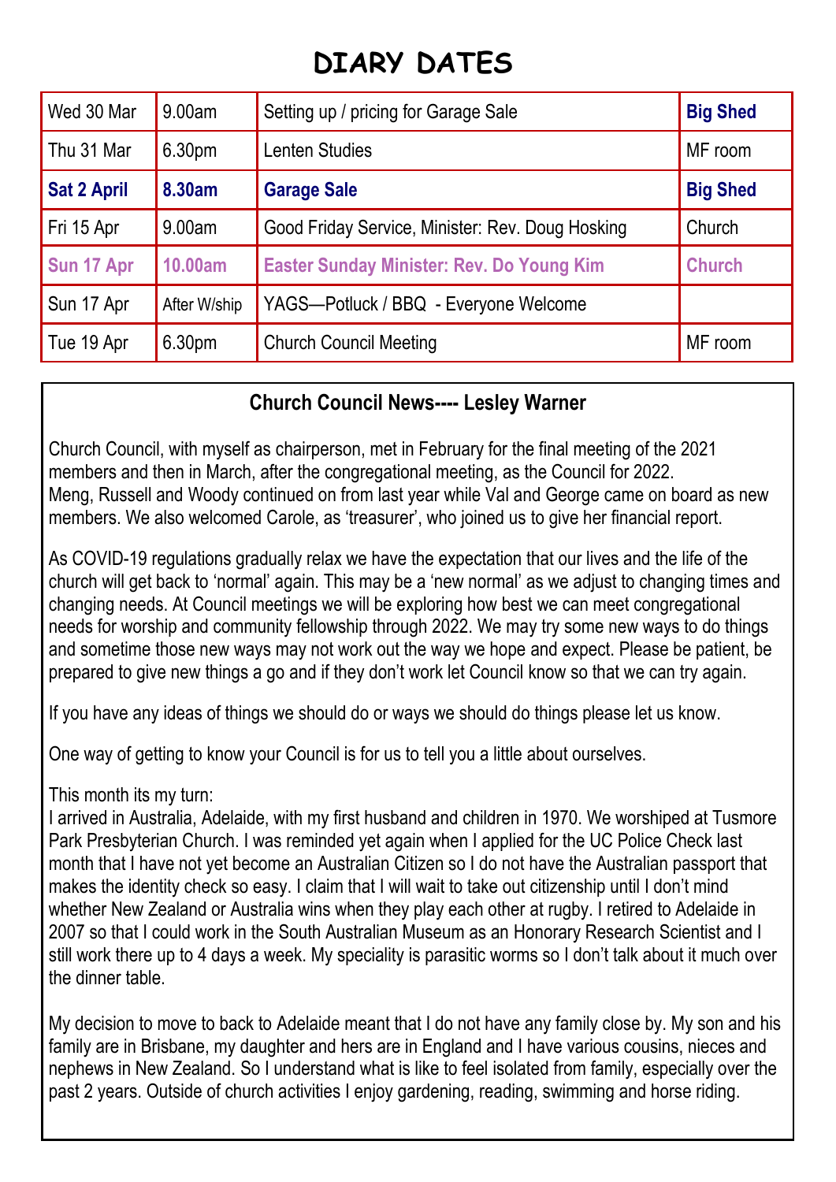# DIARY DATES

| | | | |
|---|---|---|---|
| Wed 30 Mar | 9.00am | Setting up / pricing for Garage Sale | **Big Shed** |
| Thu 31 Mar | 6.30pm | Lenten Studies | MF room |
| **Sat 2 April** | **8.30am** | **Garage Sale** | **Big Shed** |
| Fri 15 Apr | 9.00am | Good Friday Service, Minister: Rev. Doug Hosking | Church |
| **Sun 17 Apr** | **10.00am** | **Easter Sunday Minister: Rev. Do Young Kim** | **Church** |
| Sun 17 Apr | After W/ship | YAGS—Potluck / BBQ - Everyone Welcome | |
| Tue 19 Apr | 6.30pm | Church Council Meeting | MF room |

## Church Council News---- Lesley Warner

Church Council, with myself as chairperson, met in February for the final meeting of the 2021 members and then in March, after the congregational meeting, as the Council for 2022. Meng, Russell and Woody continued on from last year while Val and George came on board as new members. We also welcomed Carole, as 'treasurer', who joined us to give her financial report.

As COVID-19 regulations gradually relax we have the expectation that our lives and the life of the church will get back to 'normal' again. This may be a 'new normal' as we adjust to changing times and changing needs. At Council meetings we will be exploring how best we can meet congregational needs for worship and community fellowship through 2022. We may try some new ways to do things and sometime those new ways may not work out the way we hope and expect. Please be patient, be prepared to give new things a go and if they don't work let Council know so that we can try again.

If you have any ideas of things we should do or ways we should do things please let us know.

One way of getting to know your Council is for us to tell you a little about ourselves.

This month its my turn:
I arrived in Australia, Adelaide, with my first husband and children in 1970. We worshiped at Tusmore Park Presbyterian Church. I was reminded yet again when I applied for the UC Police Check last month that I have not yet become an Australian Citizen so I do not have the Australian passport that makes the identity check so easy. I claim that I will wait to take out citizenship until I don't mind whether New Zealand or Australia wins when they play each other at rugby. I retired to Adelaide in 2007 so that I could work in the South Australian Museum as an Honorary Research Scientist and I still work there up to 4 days a week. My speciality is parasitic worms so I don't talk about it much over the dinner table.

My decision to move to back to Adelaide meant that I do not have any family close by. My son and his family are in Brisbane, my daughter and hers are in England and I have various cousins, nieces and nephews in New Zealand. So I understand what is like to feel isolated from family, especially over the past 2 years. Outside of church activities I enjoy gardening, reading, swimming and horse riding.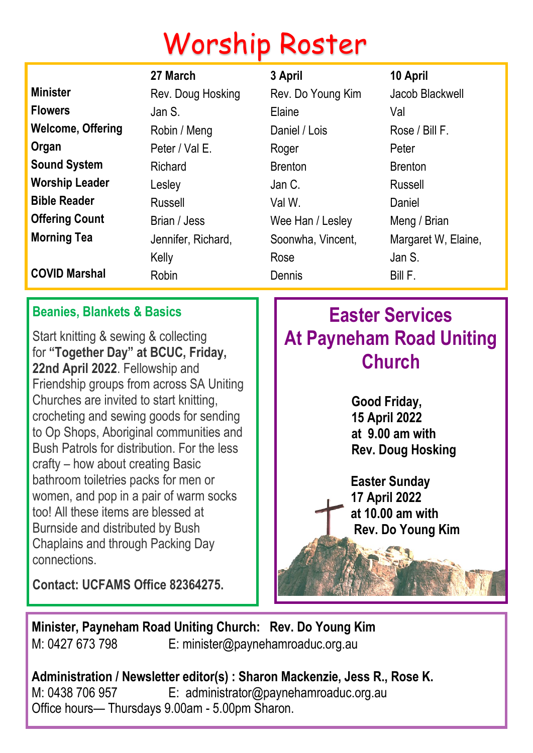# Worship Roster

| | 27 March | 3 April | 10 April |
|---|---|---|---|
| **Minister** | Rev. Doug Hosking | Rev. Do Young Kim | Jacob Blackwell |
| **Flowers** | Jan S. | Elaine | Val |
| **Welcome, Offering** | Robin / Meng | Daniel / Lois | Rose / Bill F. |
| **Organ** | Peter / Val E. | Roger | Peter |
| **Sound System** | Richard | Brenton | Brenton |
| **Worship Leader** | Lesley | Jan C. | Russell |
| **Bible Reader** | Russell | Val W. | Daniel |
| **Offering Count** | Brian / Jess | Wee Han / Lesley | Meng / Brian |
| **Morning Tea** | Jennifer, Richard, Kelly | Soonwha, Vincent, Rose | Margaret W, Elaine, Jan S. |
| **COVID Marshal** | Robin | Dennis | Bill F. |

## Beanies, Blankets & Basics

Start knitting & sewing & collecting for **"Together Day" at BCUC, Friday, 22nd April 2022**. Fellowship and Friendship groups from across SA Uniting Churches are invited to start knitting, crocheting and sewing goods for sending to Op Shops, Aboriginal communities and Bush Patrols for distribution. For the less crafty – how about creating Basic bathroom toiletries packs for men or women, and pop in a pair of warm socks too! All these items are blessed at Burnside and distributed by Bush Chaplains and through Packing Day connections.

**Contact: UCFAMS Office 82364275.**

## Easter Services At Payneham Road Uniting Church

**Good Friday, 15 April 2022 at 9.00 am with Rev. Doug Hosking**

**Easter Sunday 17 April 2022 at 10.00 am with Rev. Do Young Kim**

**Minister, Payneham Road Uniting Church: Rev. Do Young Kim**
M: 0427 673 798 E: minister@paynehamroaduc.org.au

**Administration / Newsletter editor(s) : Sharon Mackenzie, Jess R., Rose K.**
M: 0438 706 957 E: administrator@paynehamroaduc.org.au
Office hours— Thursdays 9.00am - 5.00pm Sharon.